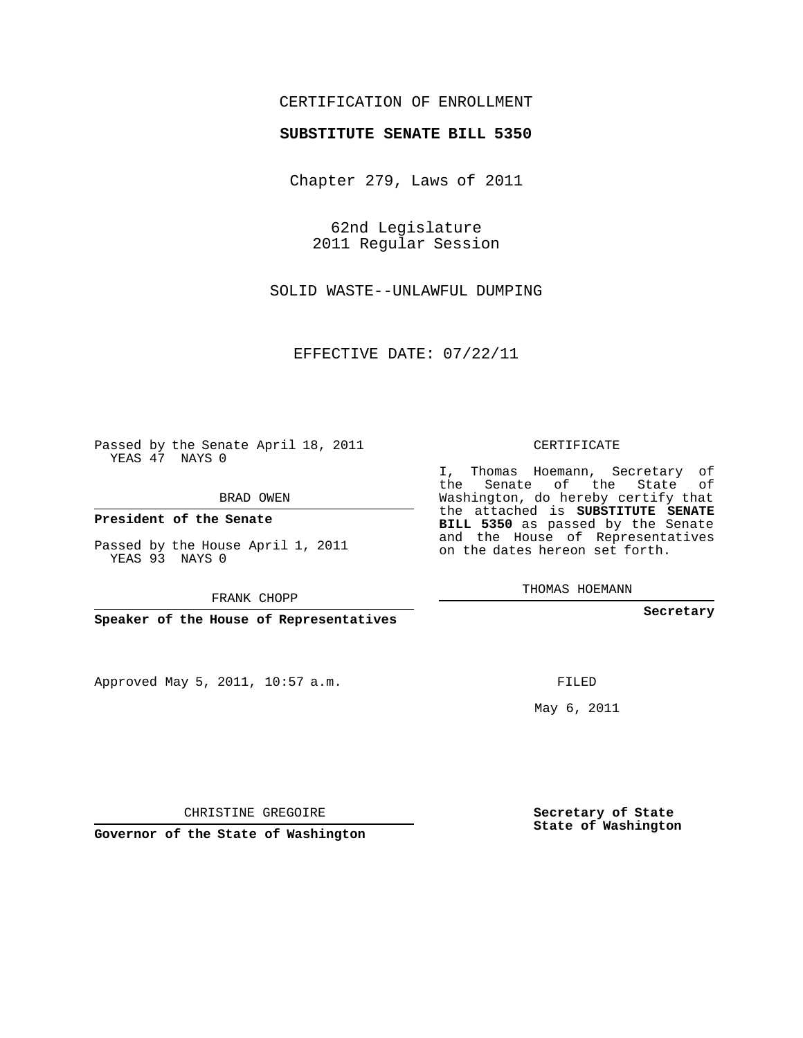CERTIFICATION OF ENROLLMENT

**SUBSTITUTE SENATE BILL 5350**

Chapter 279, Laws of 2011

62nd Legislature
2011 Regular Session

SOLID WASTE--UNLAWFUL DUMPING

EFFECTIVE DATE: 07/22/11

Passed by the Senate April 18, 2011
YEAS 47 NAYS 0

BRAD OWEN

**President of the Senate**

Passed by the House April 1, 2011
YEAS 93 NAYS 0

FRANK CHOPP

**Speaker of the House of Representatives**

Approved May 5, 2011, 10:57 a.m.

CHRISTINE GREGOIRE

**Governor of the State of Washington**

CERTIFICATE

I, Thomas Hoemann, Secretary of the Senate of the State of Washington, do hereby certify that the attached is **SUBSTITUTE SENATE BILL 5350** as passed by the Senate and the House of Representatives on the dates hereon set forth.

THOMAS HOEMANN

**Secretary**

FILED

May 6, 2011

**Secretary of State**
**State of Washington**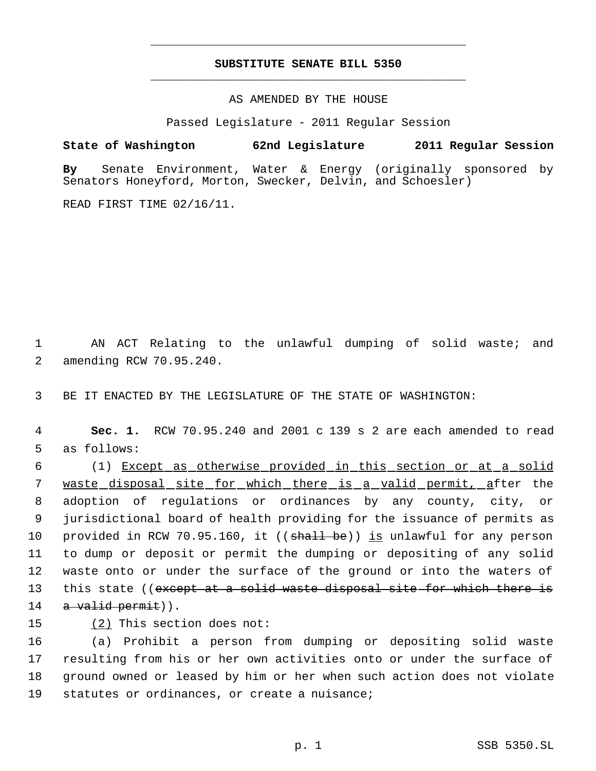# SUBSTITUTE SENATE BILL 5350

AS AMENDED BY THE HOUSE

Passed Legislature - 2011 Regular Session

**State of Washington 62nd Legislature 2011 Regular Session**

**By** Senate Environment, Water & Energy (originally sponsored by Senators Honeyford, Morton, Swecker, Delvin, and Schoesler)

READ FIRST TIME 02/16/11.

AN ACT Relating to the unlawful dumping of solid waste; and amending RCW 70.95.240.

BE IT ENACTED BY THE LEGISLATURE OF THE STATE OF WASHINGTON:

**Sec. 1.** RCW 70.95.240 and 2001 c 139 s 2 are each amended to read as follows:

(1) Except as otherwise provided in this section or at a solid waste disposal site for which there is a valid permit, after the adoption of regulations or ordinances by any county, city, or jurisdictional board of health providing for the issuance of permits as provided in RCW 70.95.160, it ((shall be)) is unlawful for any person to dump or deposit or permit the dumping or depositing of any solid waste onto or under the surface of the ground or into the waters of this state ((except at a solid waste disposal site for which there is a valid permit)).

(2) This section does not:

(a) Prohibit a person from dumping or depositing solid waste resulting from his or her own activities onto or under the surface of ground owned or leased by him or her when such action does not violate statutes or ordinances, or create a nuisance;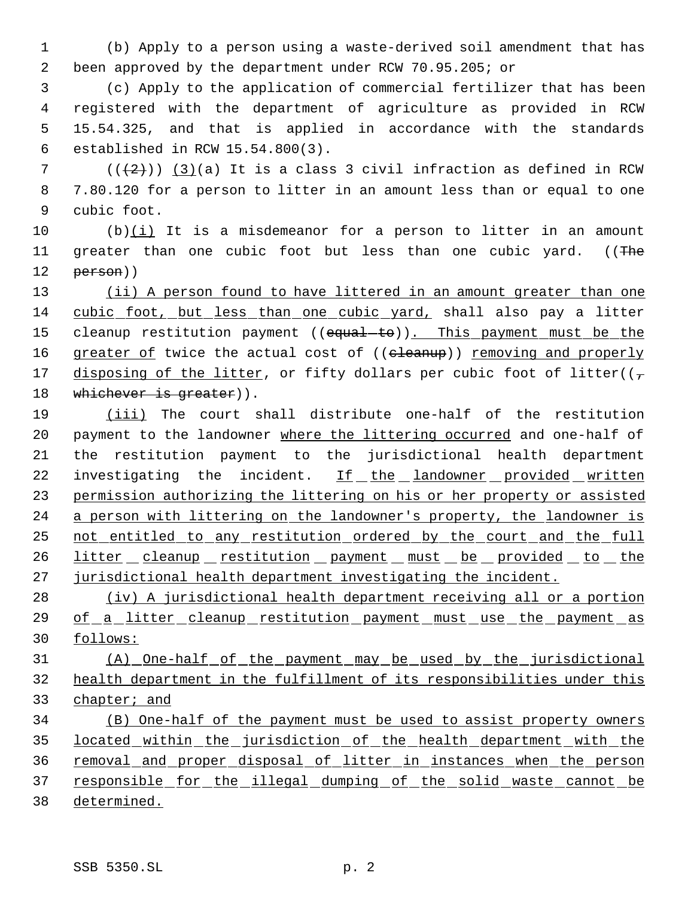(b) Apply to a person using a waste-derived soil amendment that has been approved by the department under RCW 70.95.205; or

(c) Apply to the application of commercial fertilizer that has been registered with the department of agriculture as provided in RCW 15.54.325, and that is applied in accordance with the standards established in RCW 15.54.800(3).

((~~(2)~~)) <u>(3)</u>(a) It is a class 3 civil infraction as defined in RCW 7.80.120 for a person to litter in an amount less than or equal to one cubic foot.

(b)<u>(i)</u> It is a misdemeanor for a person to litter in an amount greater than one cubic foot but less than one cubic yard. ((~~The person~~))

<u>(ii) A person found to have littered in an amount greater than one cubic foot, but less than one cubic yard,</u> shall also pay a litter cleanup restitution payment ((~~equal to~~))<u>. This payment must be the greater of</u> twice the actual cost of ((~~cleanup~~)) <u>removing and properly disposing of the litter</u>, or fifty dollars per cubic foot of litter((~~, whichever is greater~~)).

<u>(iii)</u> The court shall distribute one-half of the restitution payment to the landowner <u>where the littering occurred</u> and one-half of the restitution payment to the jurisdictional health department investigating the incident. <u>If the landowner provided written permission authorizing the littering on his or her property or assisted a person with littering on the landowner's property, the landowner is not entitled to any restitution ordered by the court and the full litter cleanup restitution payment must be provided to the jurisdictional health department investigating the incident.</u>

<u>(iv) A jurisdictional health department receiving all or a portion of a litter cleanup restitution payment must use the payment as follows:</u>

<u>(A) One-half of the payment may be used by the jurisdictional health department in the fulfillment of its responsibilities under this chapter; and</u>

<u>(B) One-half of the payment must be used to assist property owners located within the jurisdiction of the health department with the removal and proper disposal of litter in instances when the person responsible for the illegal dumping of the solid waste cannot be determined.</u>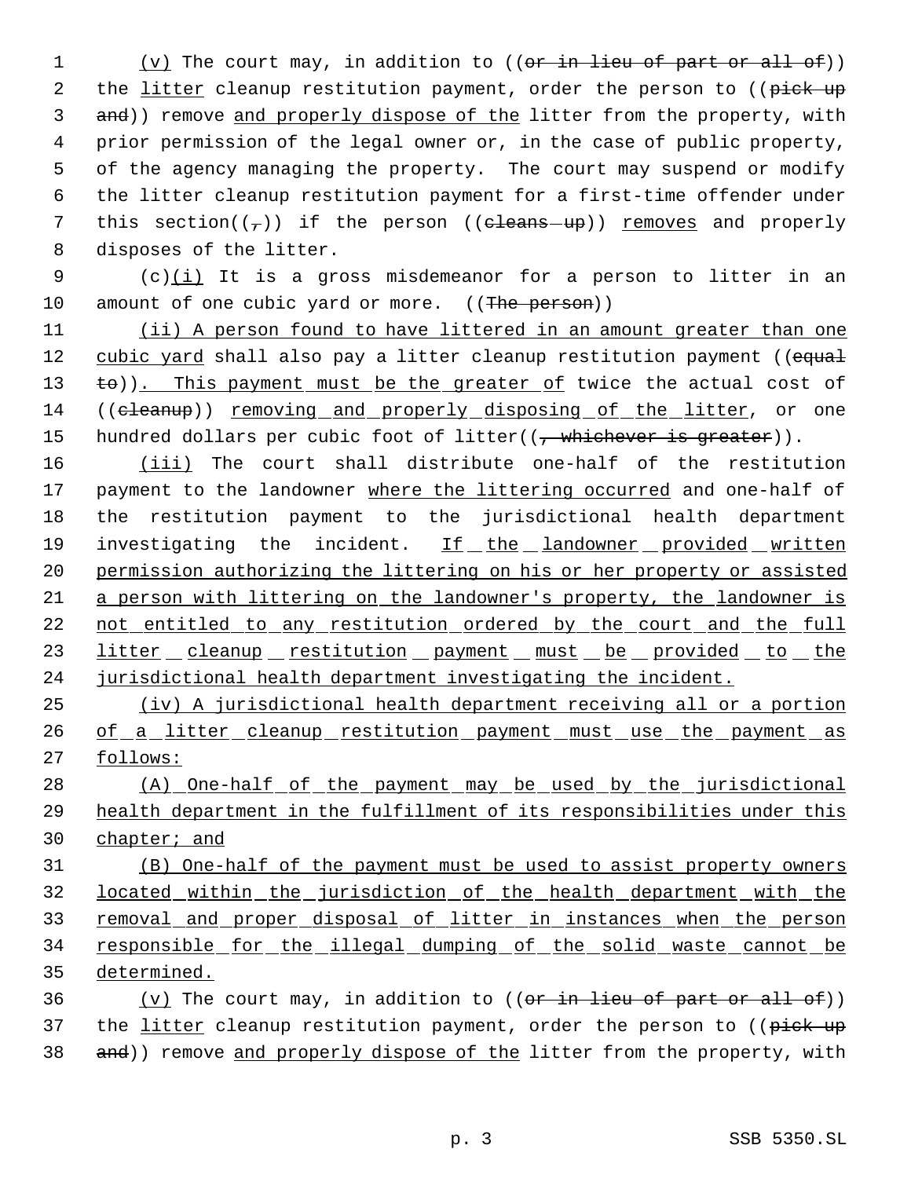(v) The court may, in addition to ((~~or in lieu of part or all of~~)) the litter cleanup restitution payment, order the person to ((~~pick up and~~)) remove and properly dispose of the litter from the property, with prior permission of the legal owner or, in the case of public property, of the agency managing the property. The court may suspend or modify the litter cleanup restitution payment for a first-time offender under this section((~~,~~)) if the person ((~~cleans up~~)) removes and properly disposes of the litter.

(c)(i) It is a gross misdemeanor for a person to litter in an amount of one cubic yard or more. ((~~The person~~))

(ii) A person found to have littered in an amount greater than one cubic yard shall also pay a litter cleanup restitution payment ((~~equal to~~)). This payment must be the greater of twice the actual cost of ((~~cleanup~~)) removing and properly disposing of the litter, or one hundred dollars per cubic foot of litter((~~, whichever is greater~~)).

(iii) The court shall distribute one-half of the restitution payment to the landowner where the littering occurred and one-half of the restitution payment to the jurisdictional health department investigating the incident. If the landowner provided written permission authorizing the littering on his or her property or assisted a person with littering on the landowner's property, the landowner is not entitled to any restitution ordered by the court and the full litter cleanup restitution payment must be provided to the jurisdictional health department investigating the incident.

(iv) A jurisdictional health department receiving all or a portion of a litter cleanup restitution payment must use the payment as follows:

(A) One-half of the payment may be used by the jurisdictional health department in the fulfillment of its responsibilities under this chapter; and

(B) One-half of the payment must be used to assist property owners located within the jurisdiction of the health department with the removal and proper disposal of litter in instances when the person responsible for the illegal dumping of the solid waste cannot be determined.

(v) The court may, in addition to ((~~or in lieu of part or all of~~)) the litter cleanup restitution payment, order the person to ((~~pick up and~~)) remove and properly dispose of the litter from the property, with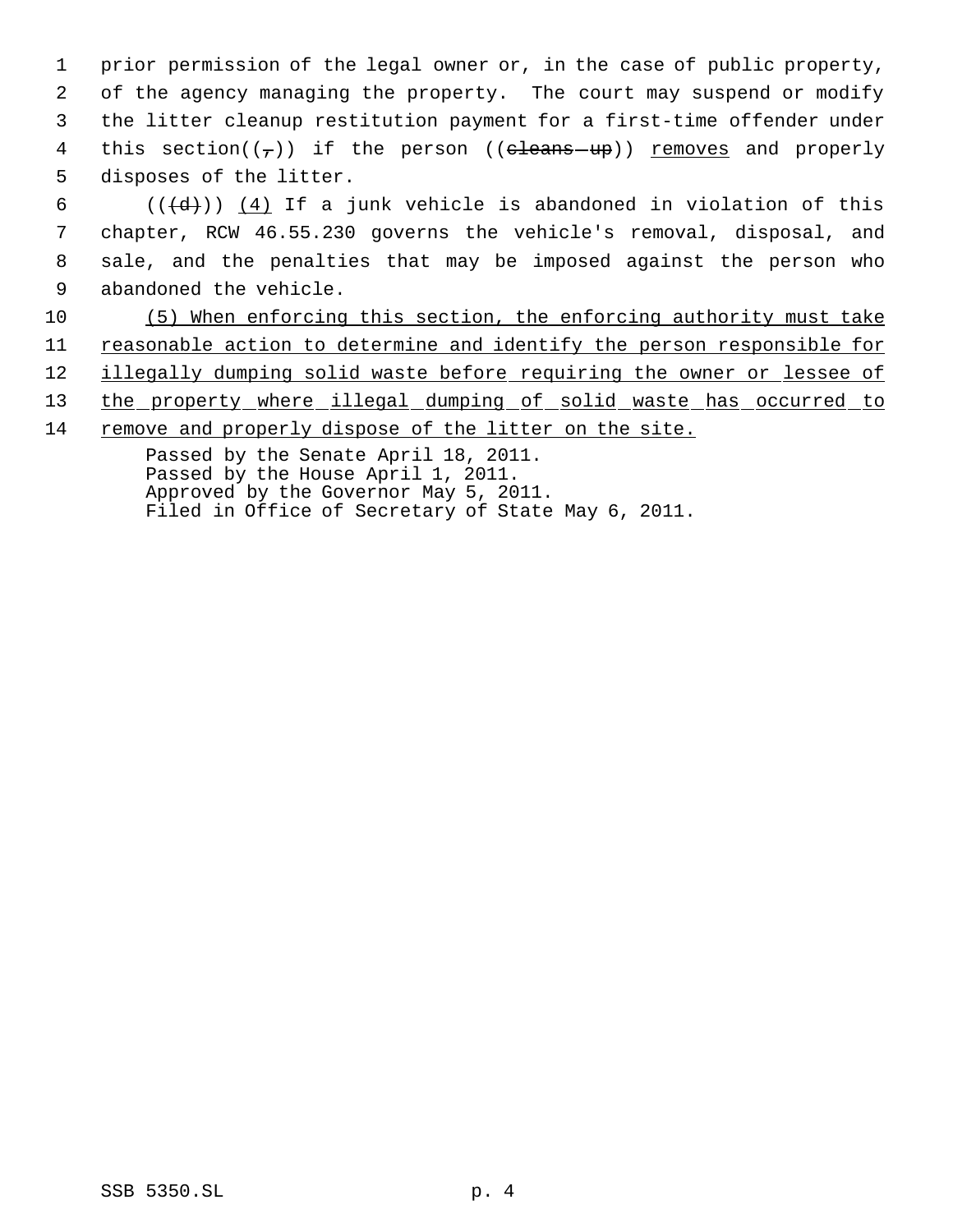prior permission of the legal owner or, in the case of public property, of the agency managing the property. The court may suspend or modify the litter cleanup restitution payment for a first-time offender under this section((,)) if the person ((cleans up)) removes and properly disposes of the litter.

(((d))) (4) If a junk vehicle is abandoned in violation of this chapter, RCW 46.55.230 governs the vehicle's removal, disposal, and sale, and the penalties that may be imposed against the person who abandoned the vehicle.

(5) When enforcing this section, the enforcing authority must take reasonable action to determine and identify the person responsible for illegally dumping solid waste before requiring the owner or lessee of the property where illegal dumping of solid waste has occurred to remove and properly dispose of the litter on the site.

Passed by the Senate April 18, 2011.
Passed by the House April 1, 2011.
Approved by the Governor May 5, 2011.
Filed in Office of Secretary of State May 6, 2011.